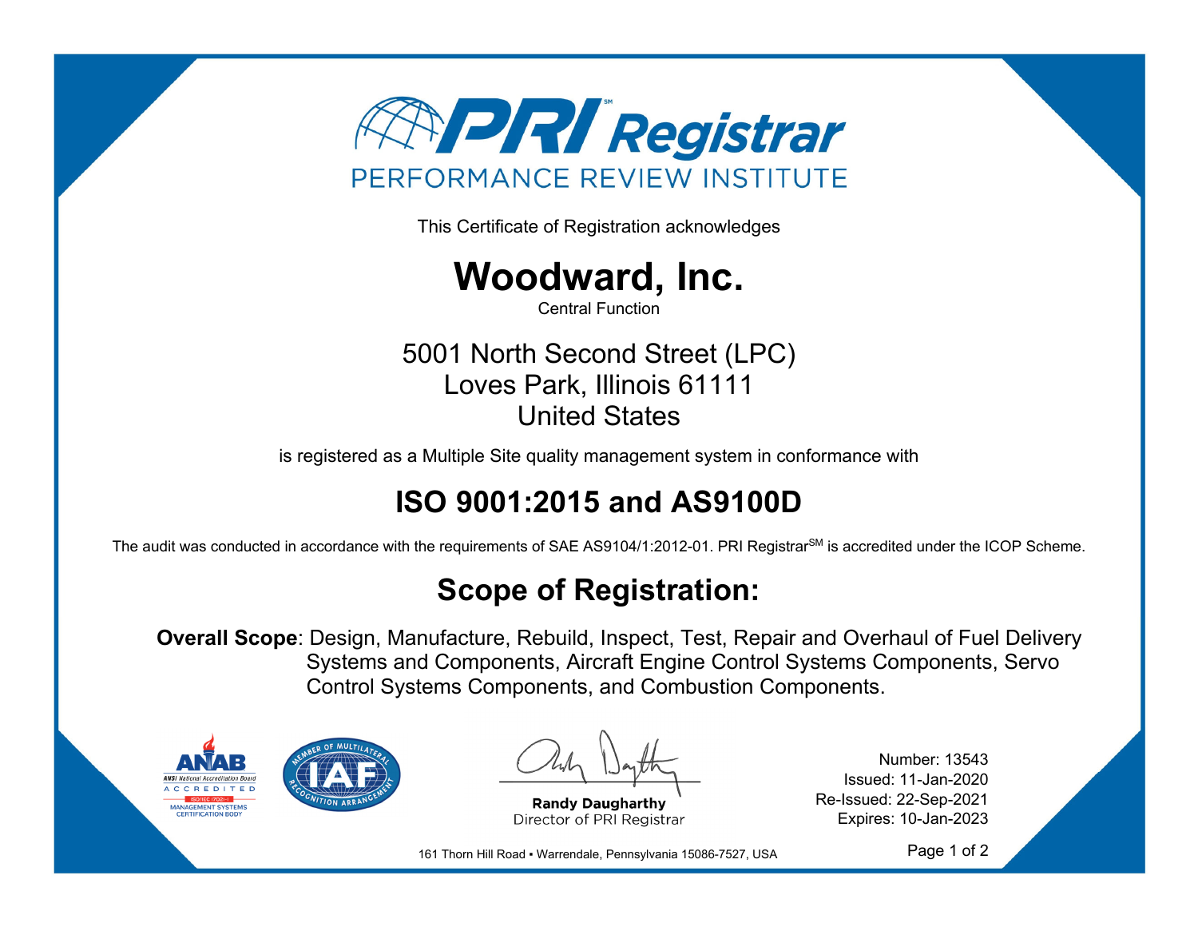# PRI Registrar

PERFORMANCE REVIEW INSTITUTE

This Certificate of Registration acknowledges

# Woodward, Inc.

Central Function

5001 North Second Street (LPC)
Loves Park, Illinois 61111
United States

is registered as a Multiple Site quality management system in conformance with

## ISO 9001:2015 and AS9100D

The audit was conducted in accordance with the requirements of SAE AS9104/1:2012-01. PRI Registrar[SM] is accredited under the ICOP Scheme.

## Scope of Registration:

**Overall Scope**: Design, Manufacture, Rebuild, Inspect, Test, Repair and Overhaul of Fuel Delivery Systems and Components, Aircraft Engine Control Systems Components, Servo Control Systems Components, and Combustion Components.

ANAB — ANSI National Accreditation Board — ACCREDITED — ISO/IEC 17021-1 — MANAGEMENT SYSTEMS CERTIFICATION BODY

IAF — MEMBER OF MULTILATERAL RECOGNITION ARRANGEMENT

**Randy Daugharthy**
Director of PRI Registrar

Number: 13543
Issued: 11-Jan-2020
Re-Issued: 22-Sep-2021
Expires: 10-Jan-2023

161 Thorn Hill Road ▪ Warrendale, Pennsylvania 15086-7527, USA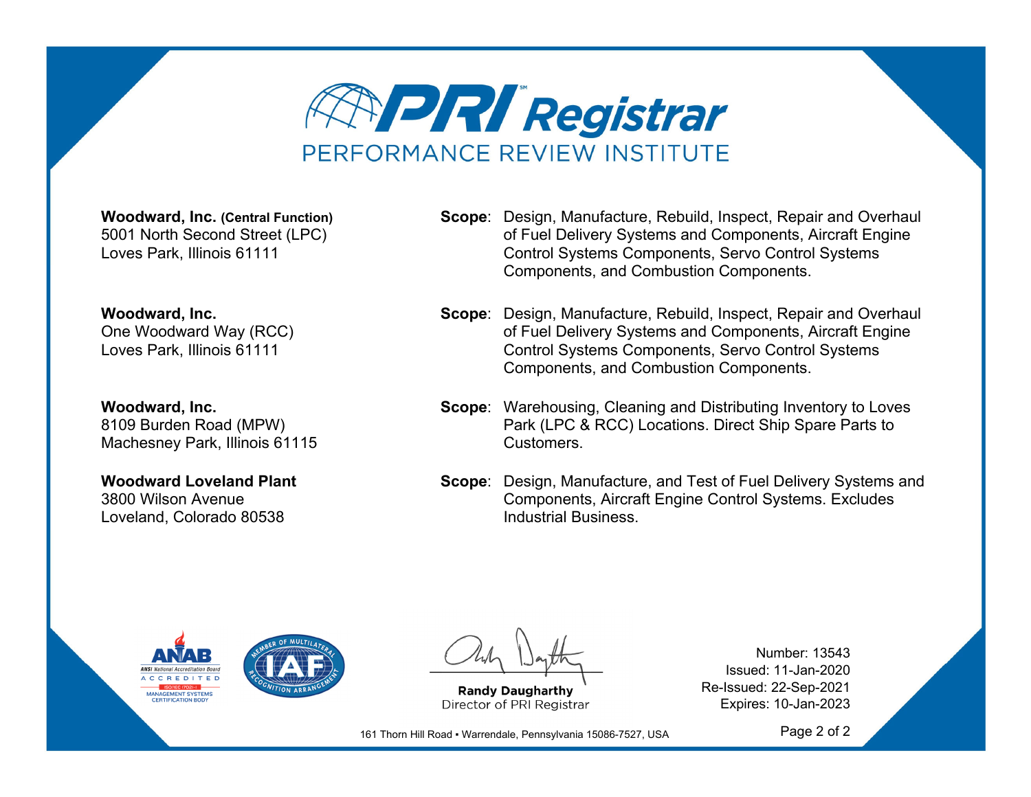# PRI Registrar

PERFORMANCE REVIEW INSTITUTE

**Woodward, Inc. (Central Function)**
5001 North Second Street (LPC)
Loves Park, Illinois 61111

**Scope**: Design, Manufacture, Rebuild, Inspect, Repair and Overhaul of Fuel Delivery Systems and Components, Aircraft Engine Control Systems Components, Servo Control Systems Components, and Combustion Components.

**Woodward, Inc.**
One Woodward Way (RCC)
Loves Park, Illinois 61111

**Scope**: Design, Manufacture, Rebuild, Inspect, Repair and Overhaul of Fuel Delivery Systems and Components, Aircraft Engine Control Systems Components, Servo Control Systems Components, and Combustion Components.

**Woodward, Inc.**
8109 Burden Road (MPW)
Machesney Park, Illinois 61115

**Scope**: Warehousing, Cleaning and Distributing Inventory to Loves Park (LPC & RCC) Locations. Direct Ship Spare Parts to Customers.

**Woodward Loveland Plant**
3800 Wilson Avenue
Loveland, Colorado 80538

**Scope**: Design, Manufacture, and Test of Fuel Delivery Systems and Components, Aircraft Engine Control Systems. Excludes Industrial Business.

ANAB ANSI National Accreditation Board ACCREDITED ISO/IEC 17021-1 MANAGEMENT SYSTEMS CERTIFICATION BODY

IAF MEMBER OF MULTILATERAL RECOGNITION ARRANGEMENT

**Randy Daugharthy**
Director of PRI Registrar

Number: 13543
Issued: 11-Jan-2020
Re-Issued: 22-Sep-2021
Expires: 10-Jan-2023

161 Thorn Hill Road ▪ Warrendale, Pennsylvania 15086-7527, USA